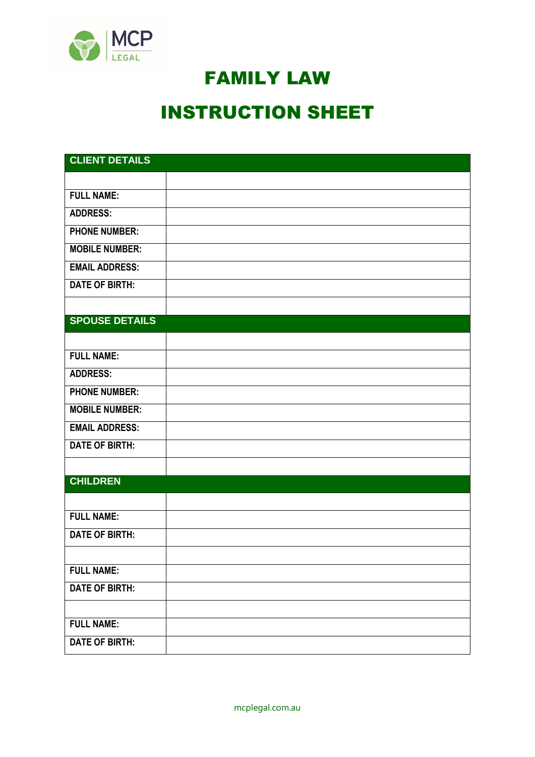MCP LEGAL

# FAMILY LAW

# INSTRUCTION SHEET

| CLIENT DETAILS | |
|---|---|
| | |
| FULL NAME: | |
| ADDRESS: | |
| PHONE NUMBER: | |
| MOBILE NUMBER: | |
| EMAIL ADDRESS: | |
| DATE OF BIRTH: | |
| | |
| **SPOUSE DETAILS** | |
| | |
| FULL NAME: | |
| ADDRESS: | |
| PHONE NUMBER: | |
| MOBILE NUMBER: | |
| EMAIL ADDRESS: | |
| DATE OF BIRTH: | |
| | |
| **CHILDREN** | |
| | |
| FULL NAME: | |
| DATE OF BIRTH: | |
| | |
| FULL NAME: | |
| DATE OF BIRTH: | |
| | |
| FULL NAME: | |
| DATE OF BIRTH: | |

mcplegal.com.au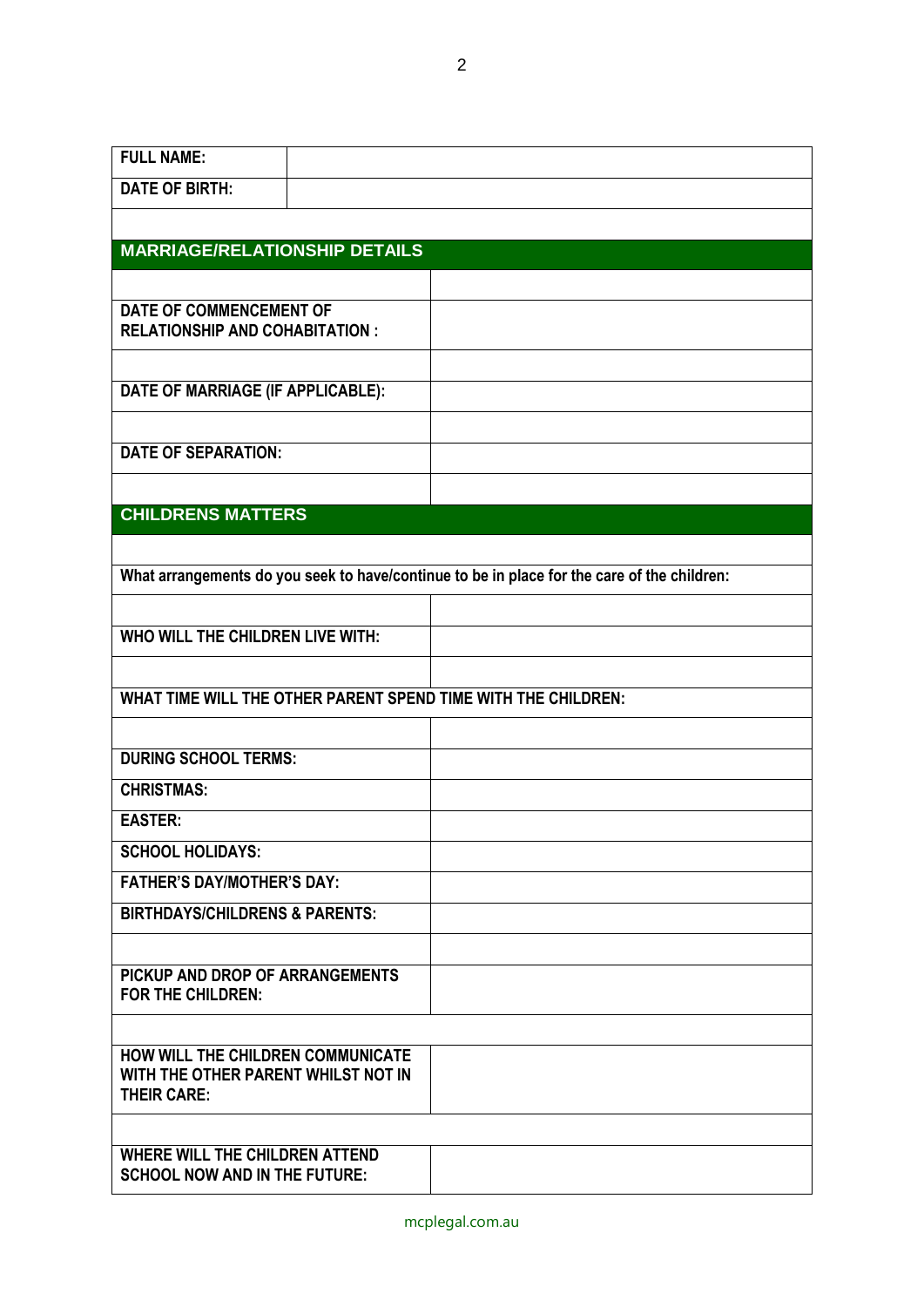| FULL NAME: | |
|---|---|
| DATE OF BIRTH: | |

## MARRIAGE/RELATIONSHIP DETAILS

| | |
|---|---|
| DATE OF COMMENCEMENT OF RELATIONSHIP AND COHABITATION : | |
| DATE OF MARRIAGE (IF APPLICABLE): | |
| DATE OF SEPARATION: | |

## CHILDRENS MATTERS

What arrangements do you seek to have/continue to be in place for the care of the children:

| | |
|---|---|
| WHO WILL THE CHILDREN LIVE WITH: | |

WHAT TIME WILL THE OTHER PARENT SPEND TIME WITH THE CHILDREN:

| | |
|---|---|
| DURING SCHOOL TERMS: | |
| CHRISTMAS: | |
| EASTER: | |
| SCHOOL HOLIDAYS: | |
| FATHER'S DAY/MOTHER'S DAY: | |
| BIRTHDAYS/CHILDRENS & PARENTS: | |
| PICKUP AND DROP OF ARRANGEMENTS FOR THE CHILDREN: | |
| HOW WILL THE CHILDREN COMMUNICATE WITH THE OTHER PARENT WHILST NOT IN THEIR CARE: | |
| WHERE WILL THE CHILDREN ATTEND SCHOOL NOW AND IN THE FUTURE: | |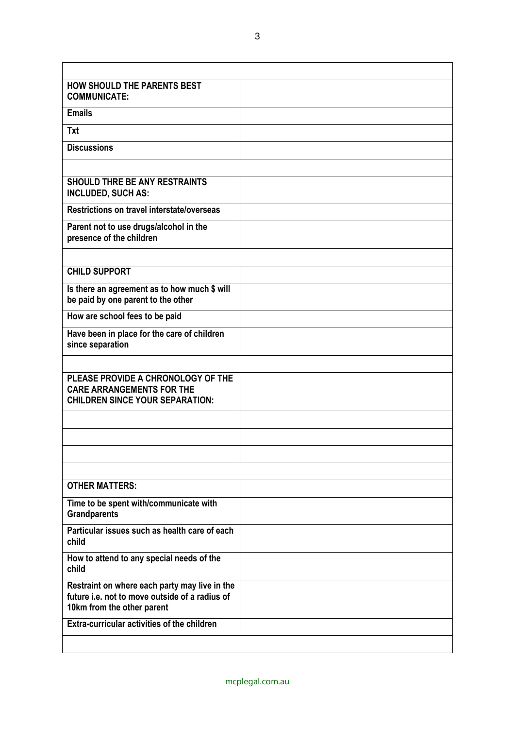| | |
|---|---|
| **HOW SHOULD THE PARENTS BEST COMMUNICATE:** | |
| **Emails** | |
| **Txt** | |
| **Discussions** | |
| | |
| **SHOULD THRE BE ANY RESTRAINTS INCLUDED, SUCH AS:** | |
| **Restrictions on travel interstate/overseas** | |
| **Parent not to use drugs/alcohol in the presence of the children** | |
| | |
| **CHILD SUPPORT** | |
| **Is there an agreement as to how much $ will be paid by one parent to the other** | |
| **How are school fees to be paid** | |
| **Have been in place for the care of children since separation** | |
| | |
| **PLEASE PROVIDE A CHRONOLOGY OF THE CARE ARRANGEMENTS FOR THE CHILDREN SINCE YOUR SEPARATION:** | |
| | |
| | |
| | |
| | |
| **OTHER MATTERS:** | |
| **Time to be spent with/communicate with Grandparents** | |
| **Particular issues such as health care of each child** | |
| **How to attend to any special needs of the child** | |
| **Restraint on where each party may live in the future i.e. not to move outside of a radius of 10km from the other parent** | |
| **Extra-curricular activities of the children** | |
| | |

mcplegal.com.au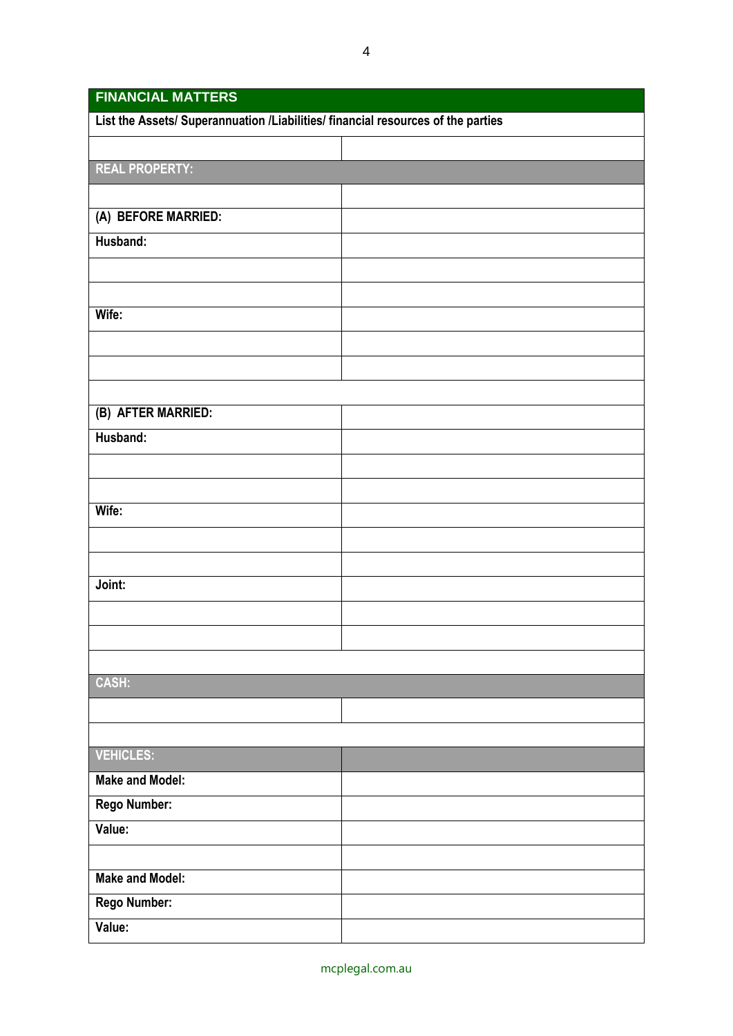| FINANCIAL MATTERS | |
|---|---|
| **List the Assets/ Superannuation /Liabilities/ financial resources of the parties** | |
| | |
| **REAL PROPERTY:** | |
| | |
| **(A) BEFORE MARRIED:** | |
| **Husband:** | |
| | |
| | |
| **Wife:** | |
| | |
| | |
| | |
| **(B) AFTER MARRIED:** | |
| **Husband:** | |
| | |
| | |
| **Wife:** | |
| | |
| | |
| **Joint:** | |
| | |
| | |
| | |
| **CASH:** | |
| | |
| | |
| **VEHICLES:** | |
| **Make and Model:** | |
| **Rego Number:** | |
| **Value:** | |
| | |
| **Make and Model:** | |
| **Rego Number:** | |
| **Value:** | |

mcplegal.com.au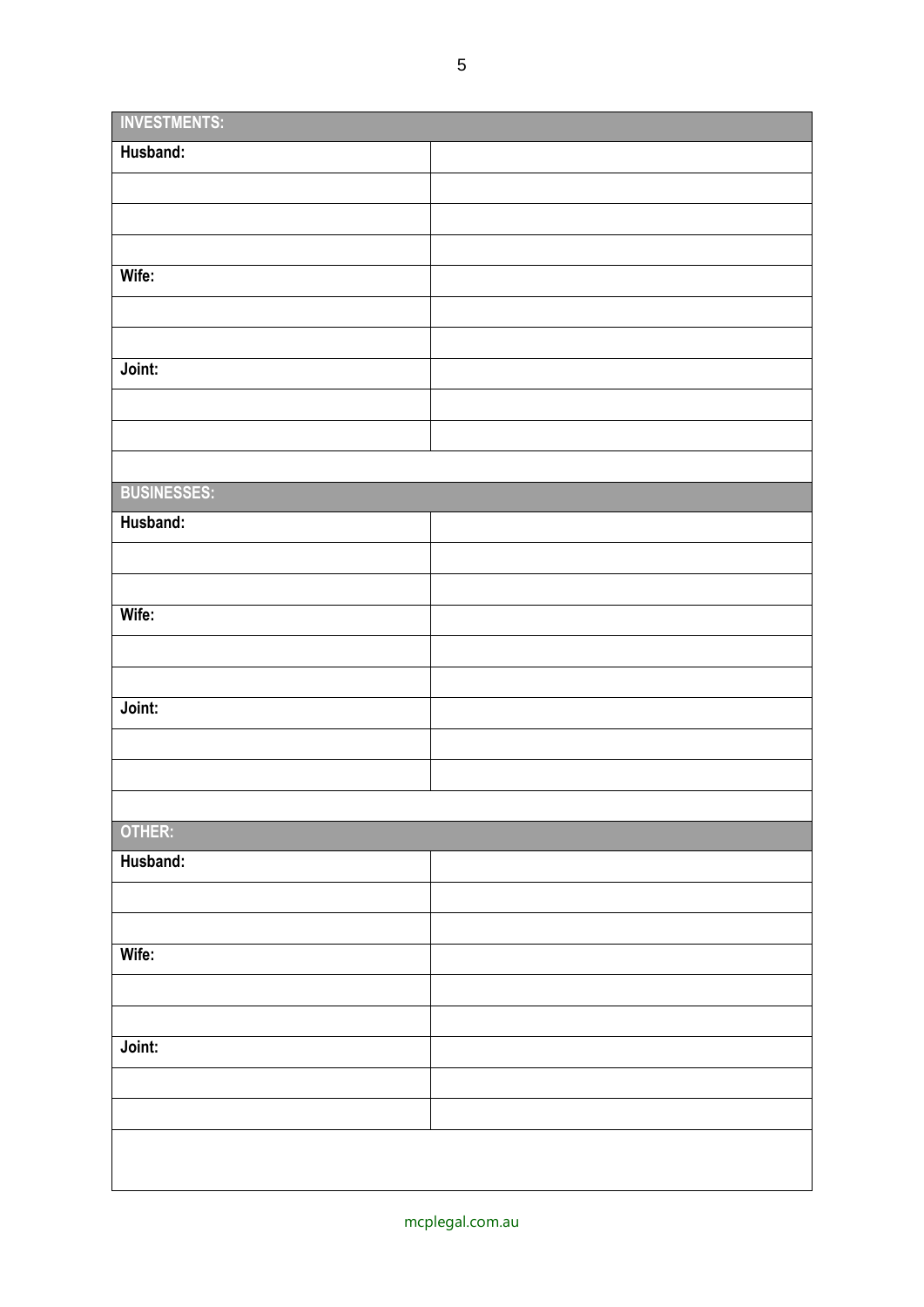| INVESTMENTS: | |
|---|---|
| **Husband:** | |
| | |
| | |
| | |
| **Wife:** | |
| | |
| | |
| **Joint:** | |
| | |
| | |
| | |

| BUSINESSES: | |
|---|---|
| **Husband:** | |
| | |
| | |
| **Wife:** | |
| | |
| | |
| **Joint:** | |
| | |
| | |
| | |

| OTHER: | |
|---|---|
| **Husband:** | |
| | |
| | |
| **Wife:** | |
| | |
| | |
| **Joint:** | |
| | |
| | |
| | |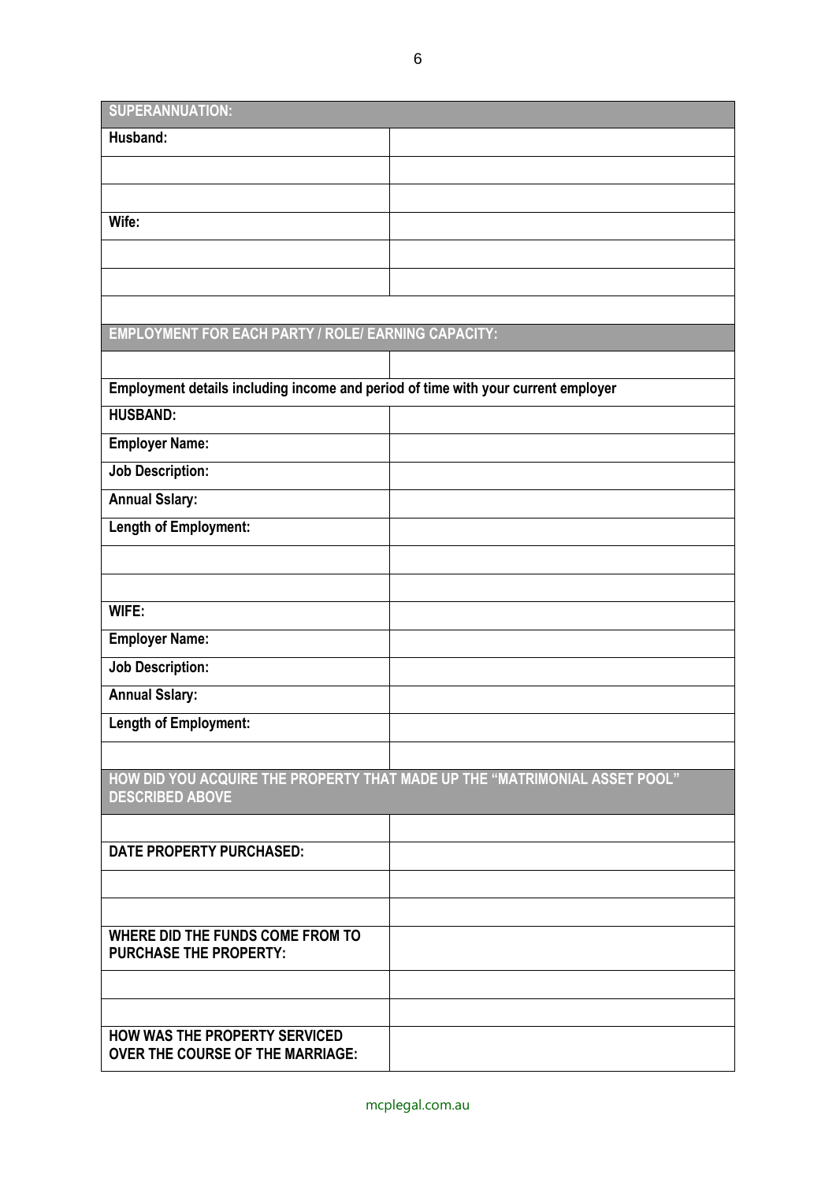| SUPERANNUATION: | |
|---|---|
| Husband: | |
| | |
| | |
| Wife: | |
| | |
| | |
| | |

| EMPLOYMENT FOR EACH PARTY / ROLE/ EARNING CAPACITY: | |
|---|---|
| | |
| Employment details including income and period of time with your current employer | |
| HUSBAND: | |
| Employer Name: | |
| Job Description: | |
| Annual Sslary: | |
| Length of Employment: | |
| | |
| | |
| WIFE: | |
| Employer Name: | |
| Job Description: | |
| Annual Sslary: | |
| Length of Employment: | |
| | |

| HOW DID YOU ACQUIRE THE PROPERTY THAT MADE UP THE "MATRIMONIAL ASSET POOL" DESCRIBED ABOVE | |
|---|---|
| | |
| DATE PROPERTY PURCHASED: | |
| | |
| | |
| WHERE DID THE FUNDS COME FROM TO PURCHASE THE PROPERTY: | |
| | |
| | |
| HOW WAS THE PROPERTY SERVICED OVER THE COURSE OF THE MARRIAGE: | |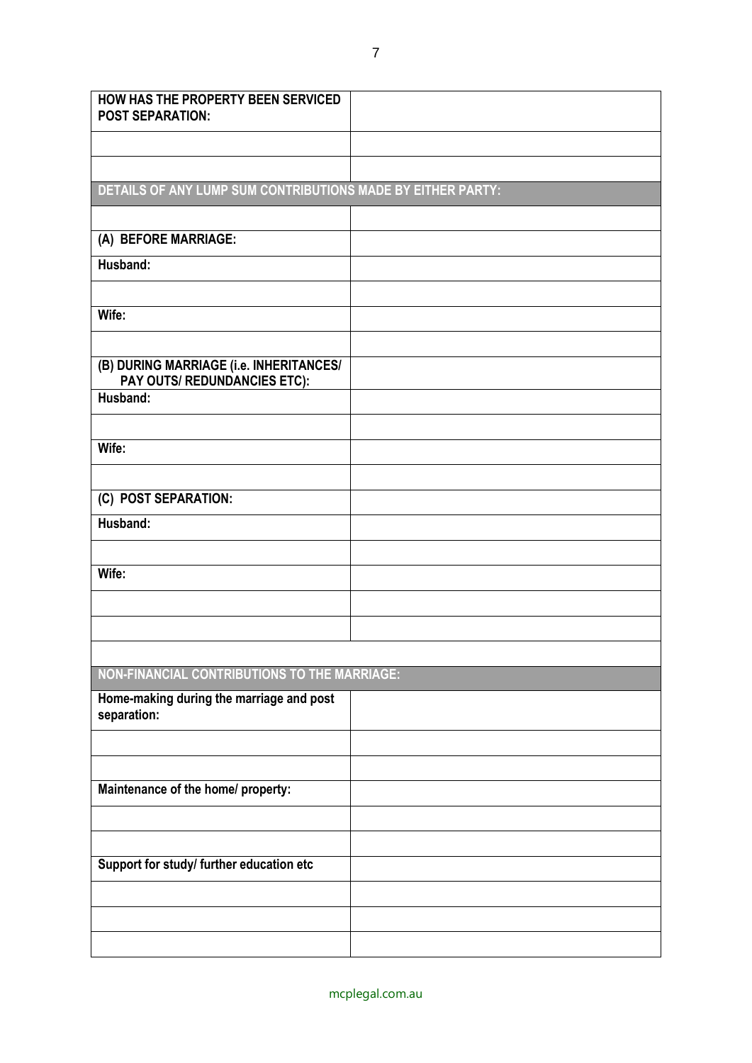| HOW HAS THE PROPERTY BEEN SERVICED POST SEPARATION: | |
|---|---|
| | |
| | |
| **DETAILS OF ANY LUMP SUM CONTRIBUTIONS MADE BY EITHER PARTY:** | |
| | |
| **(A) BEFORE MARRIAGE:** | |
| **Husband:** | |
| | |
| **Wife:** | |
| | |
| **(B) DURING MARRIAGE (i.e. INHERITANCES/ PAY OUTS/ REDUNDANCIES ETC):** | |
| **Husband:** | |
| | |
| **Wife:** | |
| | |
| **(C) POST SEPARATION:** | |
| **Husband:** | |
| | |
| **Wife:** | |
| | |
| | |
| | |
| **NON-FINANCIAL CONTRIBUTIONS TO THE MARRIAGE:** | |
| **Home-making during the marriage and post separation:** | |
| | |
| | |
| **Maintenance of the home/ property:** | |
| | |
| | |
| **Support for study/ further education etc** | |
| | |
| | |
| | |

mcplegal.com.au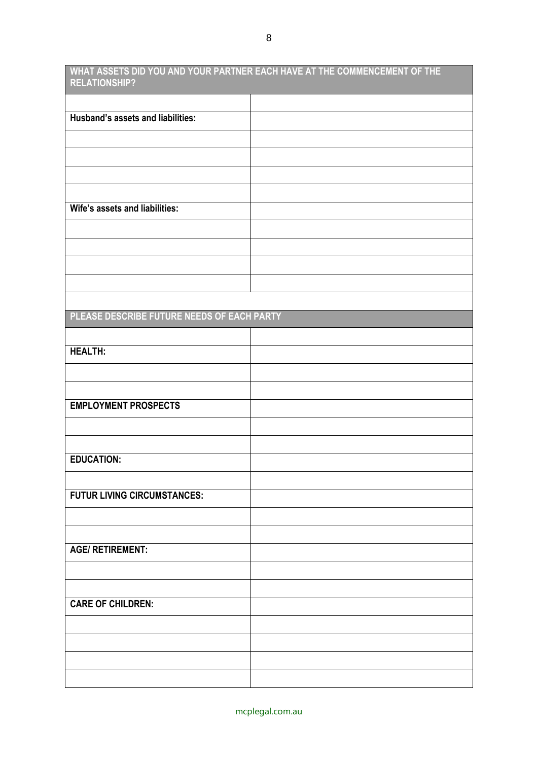| WHAT ASSETS DID YOU AND YOUR PARTNER EACH HAVE AT THE COMMENCEMENT OF THE RELATIONSHIP? | |
|---|---|
| | |
| **Husband's assets and liabilities:** | |
| | |
| | |
| | |
| | |
| **Wife's assets and liabilities:** | |
| | |
| | |
| | |
| | |
| | |

| PLEASE DESCRIBE FUTURE NEEDS OF EACH PARTY | |
|---|---|
| | |
| **HEALTH:** | |
| | |
| | |
| **EMPLOYMENT PROSPECTS** | |
| | |
| | |
| **EDUCATION:** | |
| | |
| **FUTUR LIVING CIRCUMSTANCES:** | |
| | |
| | |
| **AGE/ RETIREMENT:** | |
| | |
| | |
| **CARE OF CHILDREN:** | |
| | |
| | |
| | |
| | |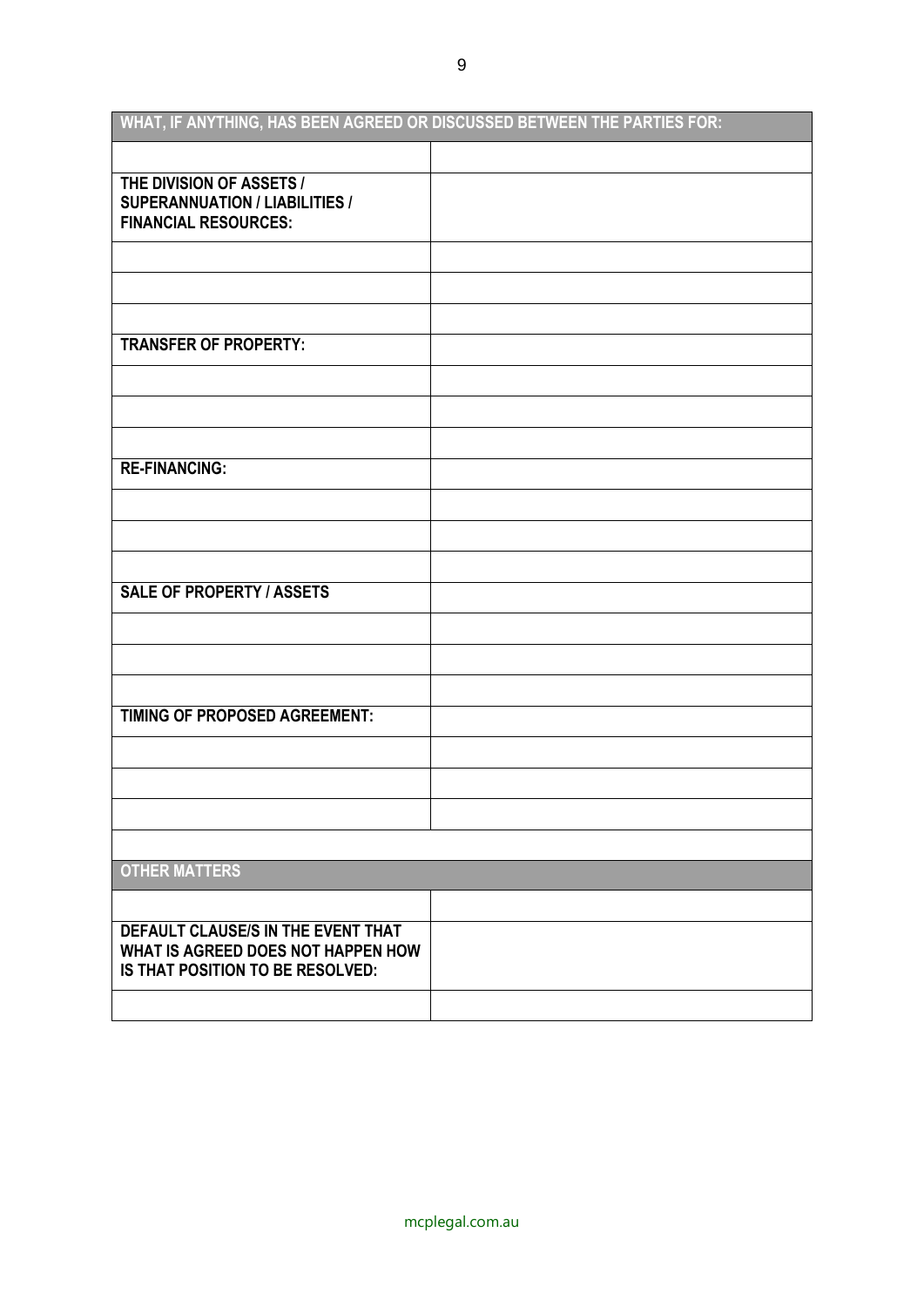| WHAT, IF ANYTHING, HAS BEEN AGREED OR DISCUSSED BETWEEN THE PARTIES FOR: | |
|---|---|
| | |
| **THE DIVISION OF ASSETS / SUPERANNUATION / LIABILITIES / FINANCIAL RESOURCES:** | |
| | |
| | |
| | |
| **TRANSFER OF PROPERTY:** | |
| | |
| | |
| | |
| **RE-FINANCING:** | |
| | |
| | |
| | |
| **SALE OF PROPERTY / ASSETS** | |
| | |
| | |
| | |
| **TIMING OF PROPOSED AGREEMENT:** | |
| | |
| | |
| | |
| | |

| OTHER MATTERS | |
|---|---|
| | |
| **DEFAULT CLAUSE/S IN THE EVENT THAT WHAT IS AGREED DOES NOT HAPPEN HOW IS THAT POSITION TO BE RESOLVED:** | |
| | |

mcplegal.com.au